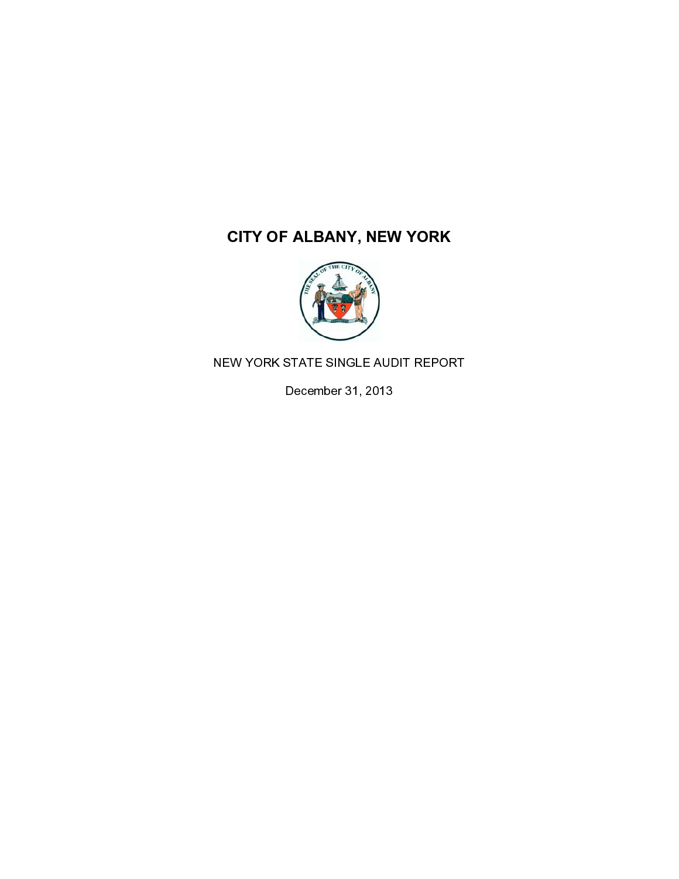# CITY OF ALBANY, NEW YORK

NEW YORK STATE SINGLE AUDIT REPORT

December 31, 2013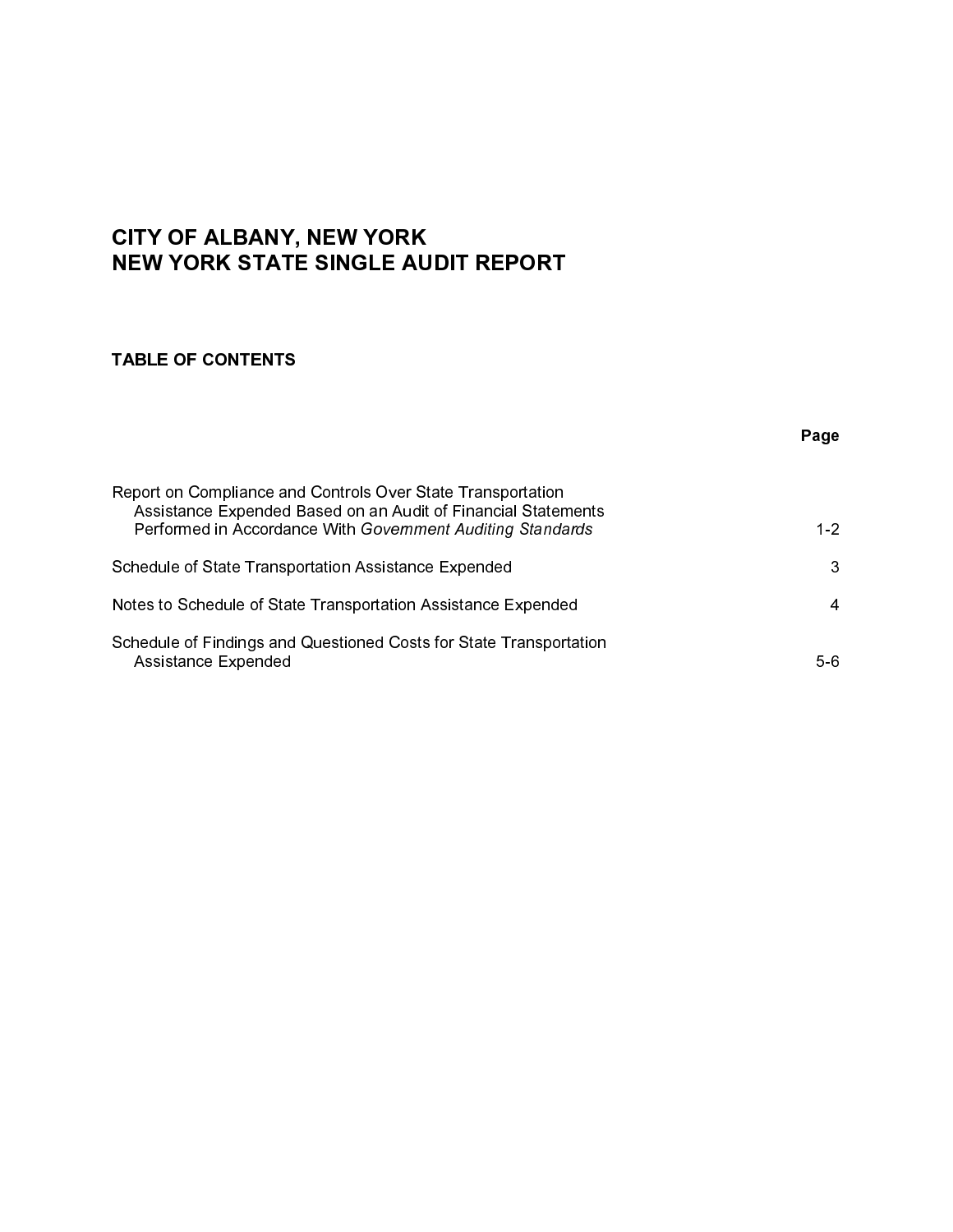# CITY OF ALBANY, NEW YORK
# NEW YORK STATE SINGLE AUDIT REPORT

## TABLE OF CONTENTS

| | Page |
|---|---|
| Report on Compliance and Controls Over State Transportation Assistance Expended Based on an Audit of Financial Statements Performed in Accordance With *Government Auditing Standards* | 1-2 |
| Schedule of State Transportation Assistance Expended | 3 |
| Notes to Schedule of State Transportation Assistance Expended | 4 |
| Schedule of Findings and Questioned Costs for State Transportation Assistance Expended | 5-6 |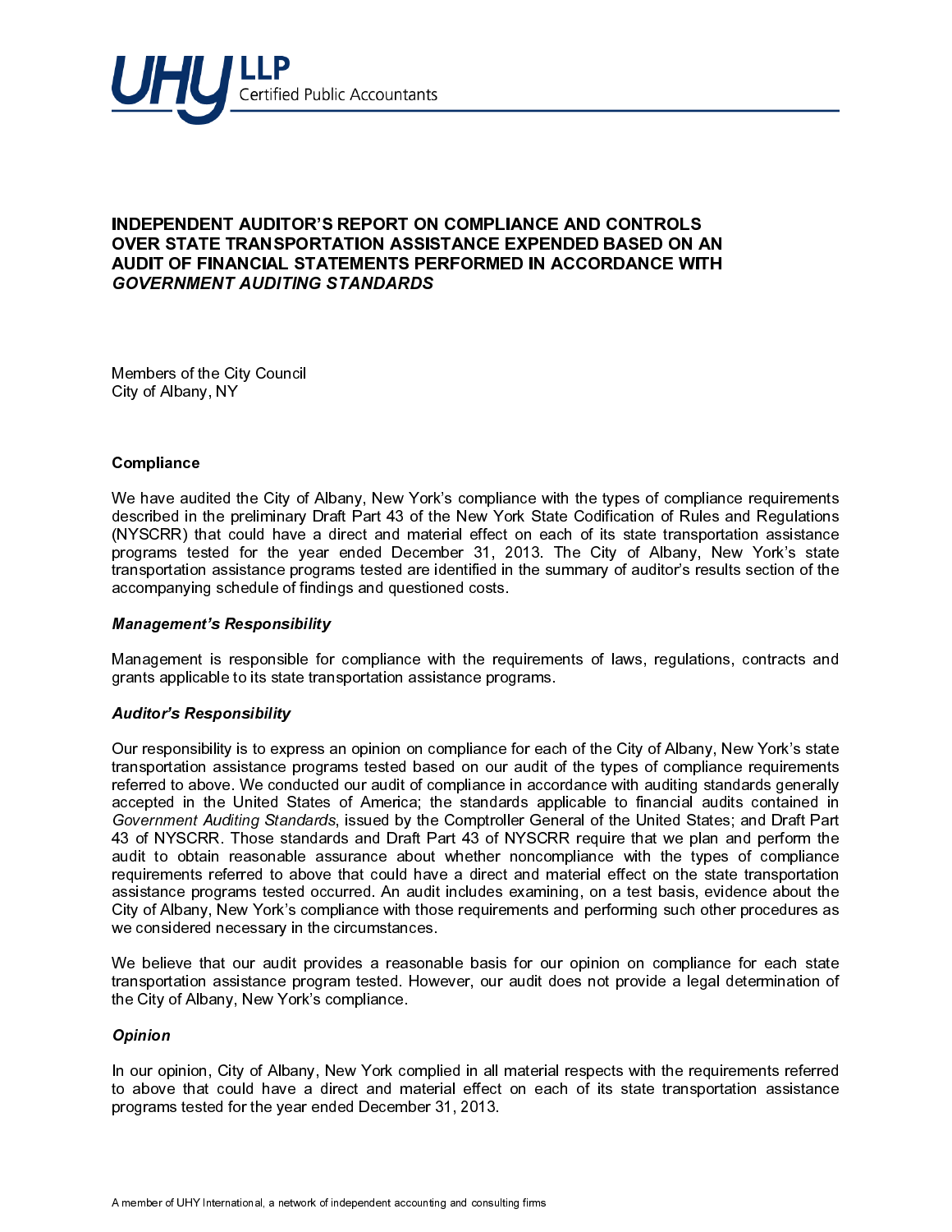UHY LLP Certified Public Accountants

# INDEPENDENT AUDITOR'S REPORT ON COMPLIANCE AND CONTROLS OVER STATE TRANSPORTATION ASSISTANCE EXPENDED BASED ON AN AUDIT OF FINANCIAL STATEMENTS PERFORMED IN ACCORDANCE WITH *GOVERNMENT AUDITING STANDARDS*

Members of the City Council
City of Albany, NY

## Compliance

We have audited the City of Albany, New York's compliance with the types of compliance requirements described in the preliminary Draft Part 43 of the New York State Codification of Rules and Regulations (NYSCRR) that could have a direct and material effect on each of its state transportation assistance programs tested for the year ended December 31, 2013. The City of Albany, New York's state transportation assistance programs tested are identified in the summary of auditor's results section of the accompanying schedule of findings and questioned costs.

### *Management's Responsibility*

Management is responsible for compliance with the requirements of laws, regulations, contracts and grants applicable to its state transportation assistance programs.

### *Auditor's Responsibility*

Our responsibility is to express an opinion on compliance for each of the City of Albany, New York's state transportation assistance programs tested based on our audit of the types of compliance requirements referred to above. We conducted our audit of compliance in accordance with auditing standards generally accepted in the United States of America; the standards applicable to financial audits contained in *Government Auditing Standards*, issued by the Comptroller General of the United States; and Draft Part 43 of NYSCRR. Those standards and Draft Part 43 of NYSCRR require that we plan and perform the audit to obtain reasonable assurance about whether noncompliance with the types of compliance requirements referred to above that could have a direct and material effect on the state transportation assistance programs tested occurred. An audit includes examining, on a test basis, evidence about the City of Albany, New York's compliance with those requirements and performing such other procedures as we considered necessary in the circumstances.

We believe that our audit provides a reasonable basis for our opinion on compliance for each state transportation assistance program tested. However, our audit does not provide a legal determination of the City of Albany, New York's compliance.

### *Opinion*

In our opinion, City of Albany, New York complied in all material respects with the requirements referred to above that could have a direct and material effect on each of its state transportation assistance programs tested for the year ended December 31, 2013.

A member of UHY International, a network of independent accounting and consulting firms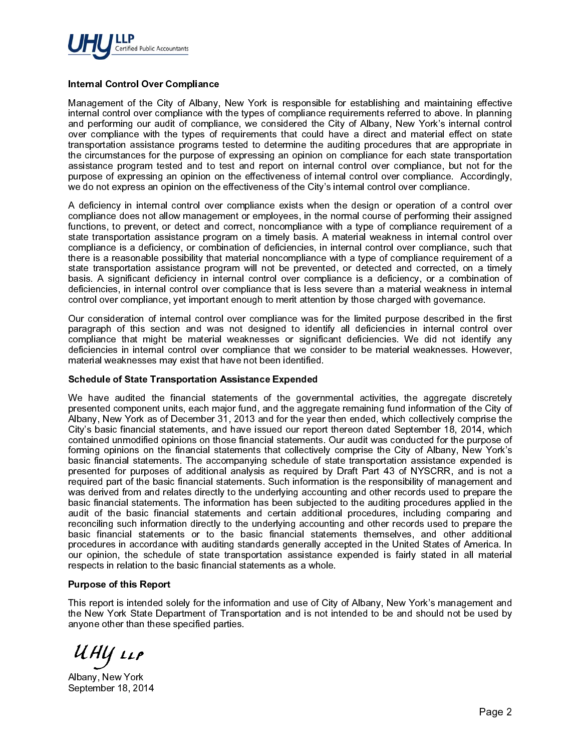### Internal Control Over Compliance

Management of the City of Albany, New York is responsible for establishing and maintaining effective internal control over compliance with the types of compliance requirements referred to above. In planning and performing our audit of compliance, we considered the City of Albany, New York's internal control over compliance with the types of requirements that could have a direct and material effect on state transportation assistance programs tested to determine the auditing procedures that are appropriate in the circumstances for the purpose of expressing an opinion on compliance for each state transportation assistance program tested and to test and report on internal control over compliance, but not for the purpose of expressing an opinion on the effectiveness of internal control over compliance. Accordingly, we do not express an opinion on the effectiveness of the City's internal control over compliance.

A deficiency in internal control over compliance exists when the design or operation of a control over compliance does not allow management or employees, in the normal course of performing their assigned functions, to prevent, or detect and correct, noncompliance with a type of compliance requirement of a state transportation assistance program on a timely basis. A material weakness in internal control over compliance is a deficiency, or combination of deficiencies, in internal control over compliance, such that there is a reasonable possibility that material noncompliance with a type of compliance requirement of a state transportation assistance program will not be prevented, or detected and corrected, on a timely basis. A significant deficiency in internal control over compliance is a deficiency, or a combination of deficiencies, in internal control over compliance that is less severe than a material weakness in internal control over compliance, yet important enough to merit attention by those charged with governance.

Our consideration of internal control over compliance was for the limited purpose described in the first paragraph of this section and was not designed to identify all deficiencies in internal control over compliance that might be material weaknesses or significant deficiencies. We did not identify any deficiencies in internal control over compliance that we consider to be material weaknesses. However, material weaknesses may exist that have not been identified.

### Schedule of State Transportation Assistance Expended

We have audited the financial statements of the governmental activities, the aggregate discretely presented component units, each major fund, and the aggregate remaining fund information of the City of Albany, New York as of December 31, 2013 and for the year then ended, which collectively comprise the City's basic financial statements, and have issued our report thereon dated September 18, 2014, which contained unmodified opinions on those financial statements. Our audit was conducted for the purpose of forming opinions on the financial statements that collectively comprise the City of Albany, New York's basic financial statements. The accompanying schedule of state transportation assistance expended is presented for purposes of additional analysis as required by Draft Part 43 of NYSCRR, and is not a required part of the basic financial statements. Such information is the responsibility of management and was derived from and relates directly to the underlying accounting and other records used to prepare the basic financial statements. The information has been subjected to the auditing procedures applied in the audit of the basic financial statements and certain additional procedures, including comparing and reconciling such information directly to the underlying accounting and other records used to prepare the basic financial statements or to the basic financial statements themselves, and other additional procedures in accordance with auditing standards generally accepted in the United States of America. In our opinion, the schedule of state transportation assistance expended is fairly stated in all material respects in relation to the basic financial statements as a whole.

### Purpose of this Report

This report is intended solely for the information and use of City of Albany, New York's management and the New York State Department of Transportation and is not intended to be and should not be used by anyone other than these specified parties.

*UHY LLP*

Albany, New York
September 18, 2014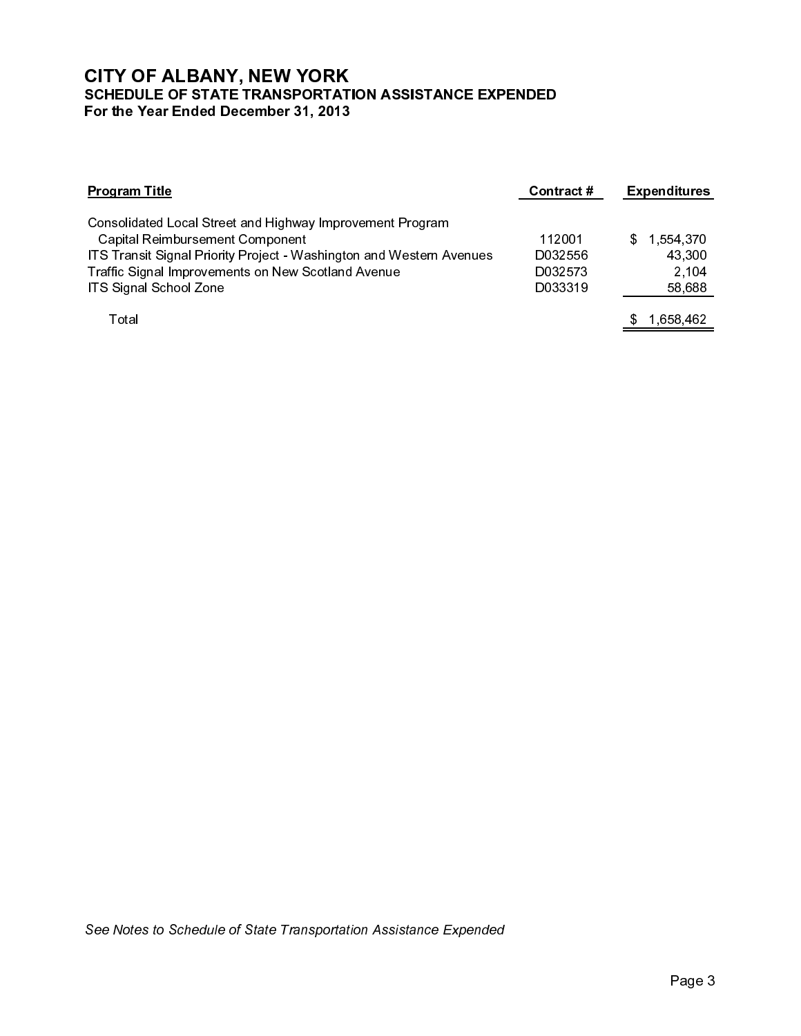# CITY OF ALBANY, NEW YORK

## SCHEDULE OF STATE TRANSPORTATION ASSISTANCE EXPENDED

### For the Year Ended December 31, 2013

| Program Title | Contract # | Expenditures |
|---|---|---|
| Consolidated Local Street and Highway Improvement Program | | |
| Capital Reimbursement Component | 112001 | $ 1,554,370 |
| ITS Transit Signal Priority Project - Washington and Western Avenues | D032556 | 43,300 |
| Traffic Signal Improvements on New Scotland Avenue | D032573 | 2,104 |
| ITS Signal School Zone | D033319 | 58,688 |
| Total | | $ 1,658,462 |

*See Notes to Schedule of State Transportation Assistance Expended*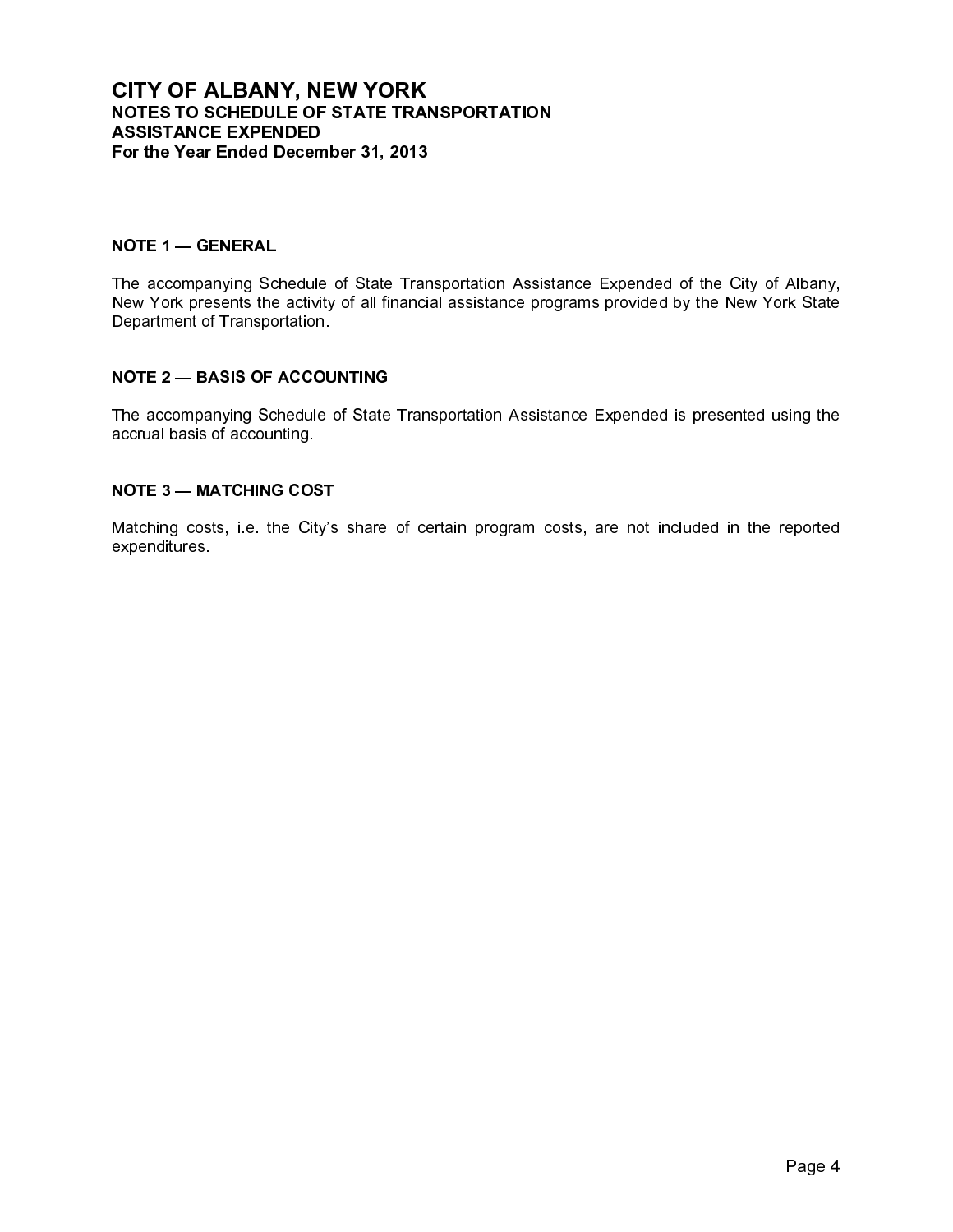# CITY OF ALBANY, NEW YORK

## NOTES TO SCHEDULE OF STATE TRANSPORTATION ASSISTANCE EXPENDED

**For the Year Ended December 31, 2013**

### NOTE 1 — GENERAL

The accompanying Schedule of State Transportation Assistance Expended of the City of Albany, New York presents the activity of all financial assistance programs provided by the New York State Department of Transportation.

### NOTE 2 — BASIS OF ACCOUNTING

The accompanying Schedule of State Transportation Assistance Expended is presented using the accrual basis of accounting.

### NOTE 3 — MATCHING COST

Matching costs, i.e. the City's share of certain program costs, are not included in the reported expenditures.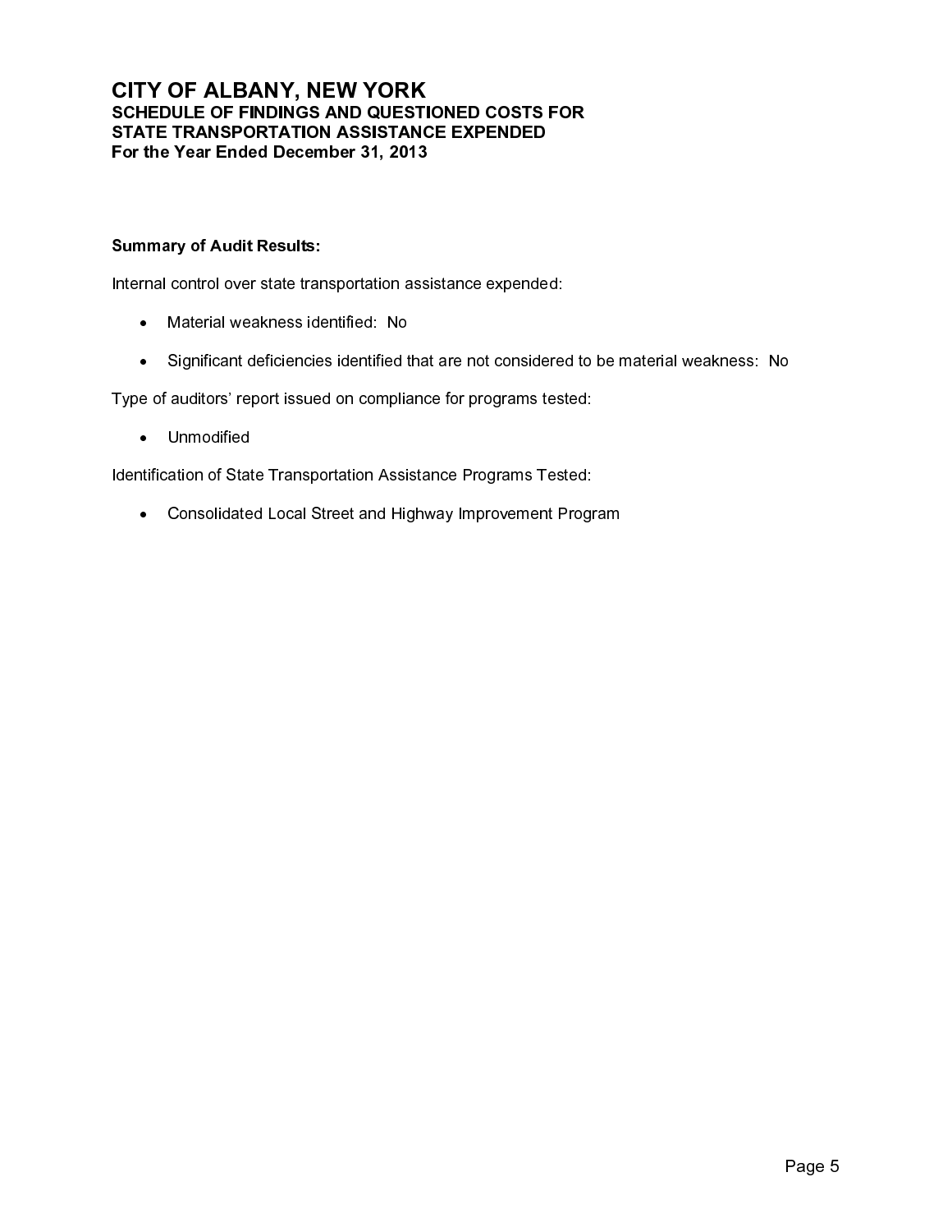# CITY OF ALBANY, NEW YORK
## SCHEDULE OF FINDINGS AND QUESTIONED COSTS FOR STATE TRANSPORTATION ASSISTANCE EXPENDED
### For the Year Ended December 31, 2013

**Summary of Audit Results:**

Internal control over state transportation assistance expended:

- Material weakness identified: No
- Significant deficiencies identified that are not considered to be material weakness: No

Type of auditors' report issued on compliance for programs tested:

- Unmodified

Identification of State Transportation Assistance Programs Tested:

- Consolidated Local Street and Highway Improvement Program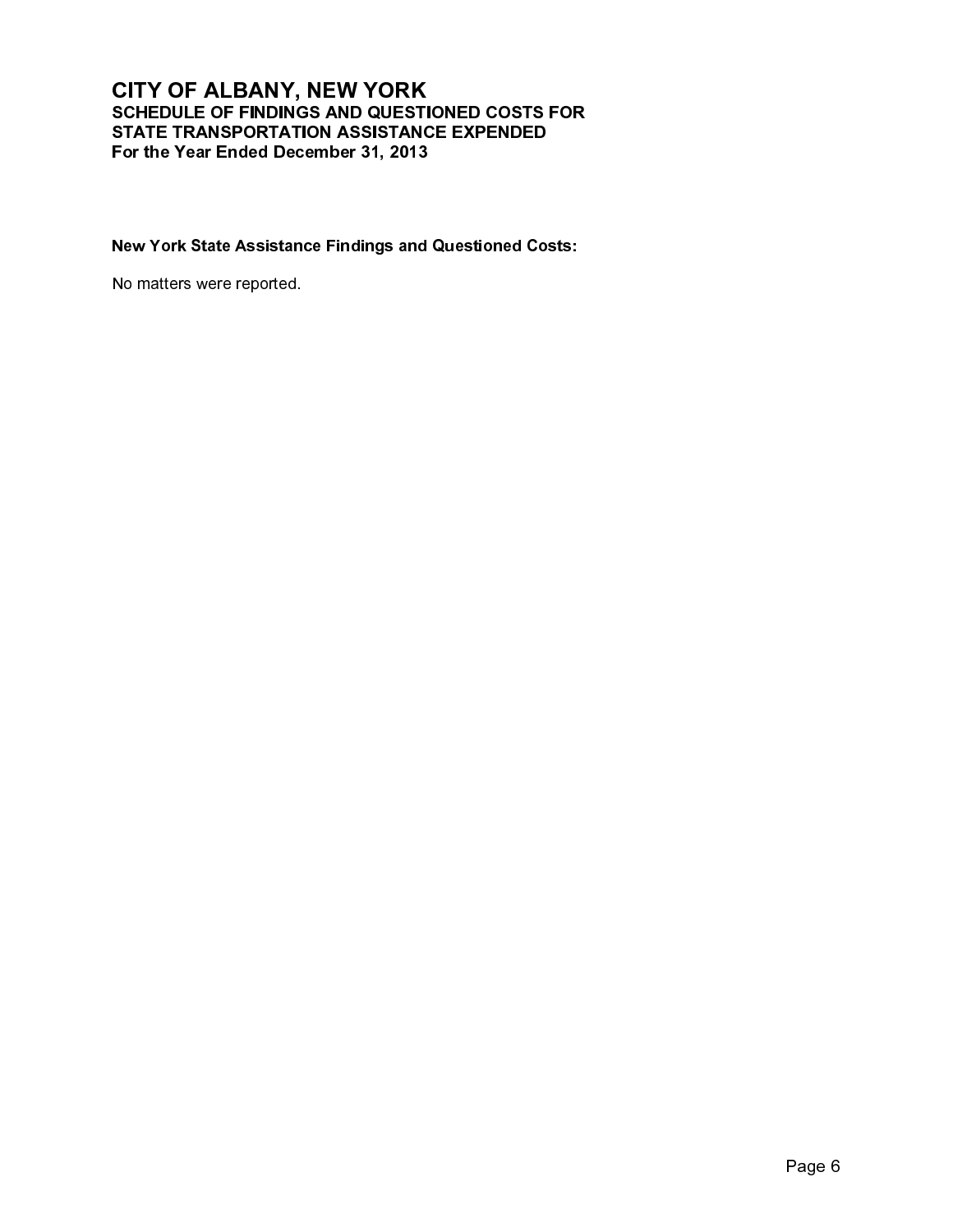# CITY OF ALBANY, NEW YORK

## SCHEDULE OF FINDINGS AND QUESTIONED COSTS FOR STATE TRANSPORTATION ASSISTANCE EXPENDED

### For the Year Ended December 31, 2013

**New York State Assistance Findings and Questioned Costs:**

No matters were reported.